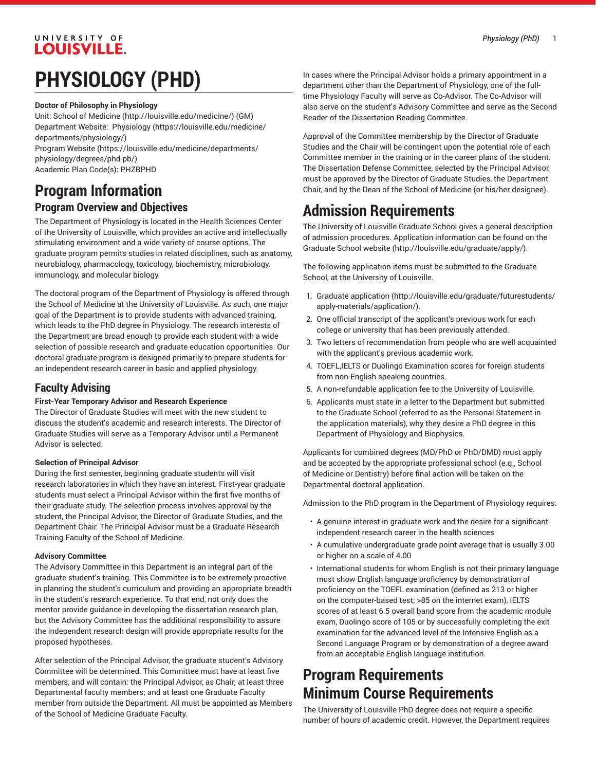# PHYSIOLOGY (PHD)

**Doctor of Philosophy in Physiology**

Unit: School of Medicine (http://louisville.edu/medicine/) (GM)
Department Website: Physiology (https://louisville.edu/medicine/departments/physiology/)
Program Website (https://louisville.edu/medicine/departments/physiology/degrees/phd-pb/)
Academic Plan Code(s): PHZBPHD

# Program Information

## Program Overview and Objectives

The Department of Physiology is located in the Health Sciences Center of the University of Louisville, which provides an active and intellectually stimulating environment and a wide variety of course options. The graduate program permits studies in related disciplines, such as anatomy, neurobiology, pharmacology, toxicology, biochemistry, microbiology, immunology, and molecular biology.

The doctoral program of the Department of Physiology is offered through the School of Medicine at the University of Louisville. As such, one major goal of the Department is to provide students with advanced training, which leads to the PhD degree in Physiology. The research interests of the Department are broad enough to provide each student with a wide selection of possible research and graduate education opportunities. Our doctoral graduate program is designed primarily to prepare students for an independent research career in basic and applied physiology.

## Faculty Advising

**First-Year Temporary Advisor and Research Experience**

The Director of Graduate Studies will meet with the new student to discuss the student's academic and research interests. The Director of Graduate Studies will serve as a Temporary Advisor until a Permanent Advisor is selected.

**Selection of Principal Advisor**

During the first semester, beginning graduate students will visit research laboratories in which they have an interest. First-year graduate students must select a Principal Advisor within the first five months of their graduate study. The selection process involves approval by the student, the Principal Advisor, the Director of Graduate Studies, and the Department Chair. The Principal Advisor must be a Graduate Research Training Faculty of the School of Medicine.

**Advisory Committee**

The Advisory Committee in this Department is an integral part of the graduate student's training. This Committee is to be extremely proactive in planning the student's curriculum and providing an appropriate breadth in the student's research experience. To that end, not only does the mentor provide guidance in developing the dissertation research plan, but the Advisory Committee has the additional responsibility to assure the independent research design will provide appropriate results for the proposed hypotheses.

After selection of the Principal Advisor, the graduate student's Advisory Committee will be determined. This Committee must have at least five members, and will contain: the Principal Advisor, as Chair; at least three Departmental faculty members; and at least one Graduate Faculty member from outside the Department. All must be appointed as Members of the School of Medicine Graduate Faculty.

In cases where the Principal Advisor holds a primary appointment in a department other than the Department of Physiology, one of the full-time Physiology Faculty will serve as Co-Advisor. The Co-Advisor will also serve on the student's Advisory Committee and serve as the Second Reader of the Dissertation Reading Committee.

Approval of the Committee membership by the Director of Graduate Studies and the Chair will be contingent upon the potential role of each Committee member in the training or in the career plans of the student. The Dissertation Defense Committee, selected by the Principal Advisor, must be approved by the Director of Graduate Studies, the Department Chair, and by the Dean of the School of Medicine (or his/her designee).

# Admission Requirements

The University of Louisville Graduate School gives a general description of admission procedures. Application information can be found on the Graduate School website (http://louisville.edu/graduate/apply/).

The following application items must be submitted to the Graduate School, at the University of Louisville.

1. Graduate application (http://louisville.edu/graduate/futurestudents/apply-materials/application/).
2. One official transcript of the applicant's previous work for each college or university that has been previously attended.
3. Two letters of recommendation from people who are well acquainted with the applicant's previous academic work.
4. TOEFL,IELTS or Duolingo Examination scores for foreign students from non-English speaking countries.
5. A non-refundable application fee to the University of Louisville.
6. Applicants must state in a letter to the Department but submitted to the Graduate School (referred to as the Personal Statement in the application materials), why they desire a PhD degree in this Department of Physiology and Biophysics.

Applicants for combined degrees (MD/PhD or PhD/DMD) must apply and be accepted by the appropriate professional school (e.g., School of Medicine or Dentistry) before final action will be taken on the Departmental doctoral application.

Admission to the PhD program in the Department of Physiology requires:

- A genuine interest in graduate work and the desire for a significant independent research career in the health sciences
- A cumulative undergraduate grade point average that is usually 3.00 or higher on a scale of 4.00
- International students for whom English is not their primary language must show English language proficiency by demonstration of proficiency on the TOEFL examination (defined as 213 or higher on the computer-based test; >85 on the internet exam), IELTS scores of at least 6.5 overall band score from the academic module exam, Duolingo score of 105 or by successfully completing the exit examination for the advanced level of the Intensive English as a Second Language Program or by demonstration of a degree award from an acceptable English language institution.

# Program Requirements

# Minimum Course Requirements

The University of Louisville PhD degree does not require a specific number of hours of academic credit. However, the Department requires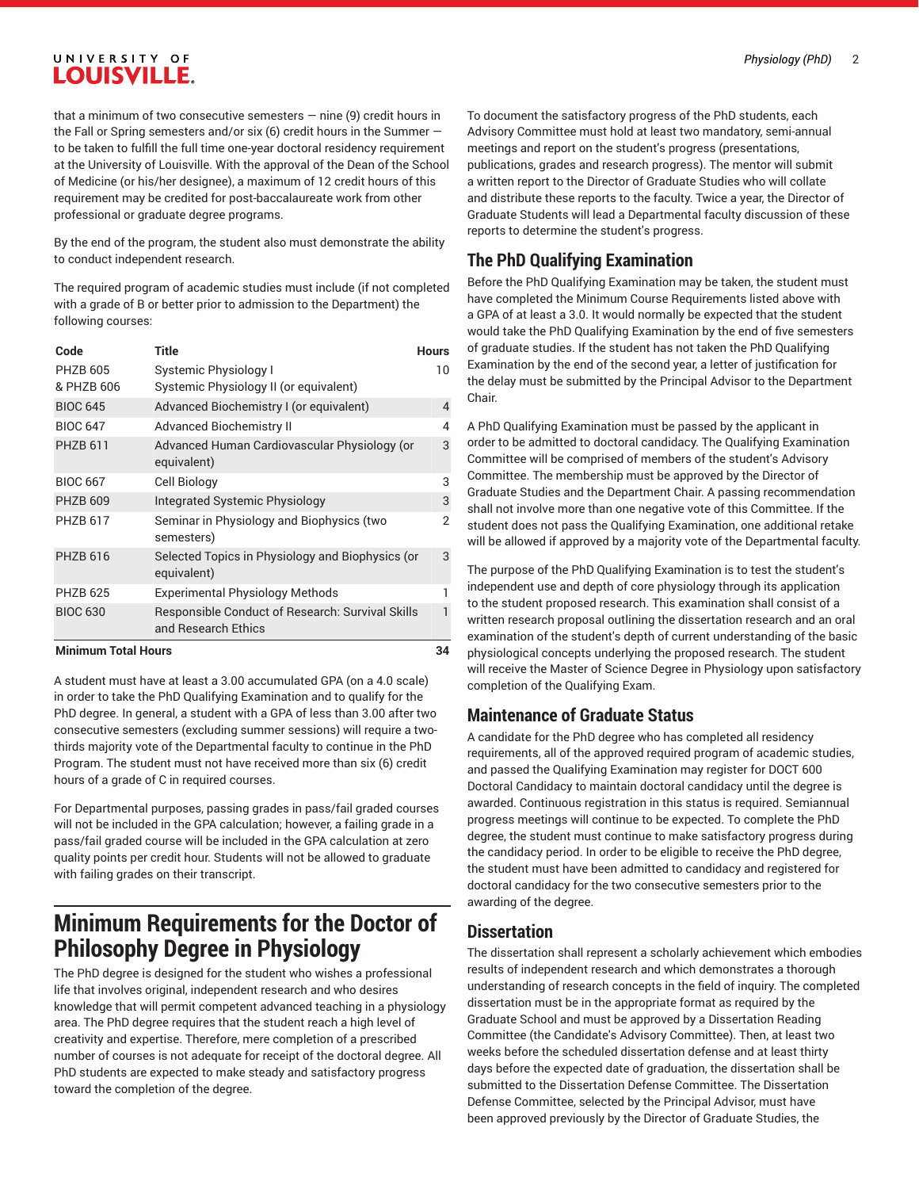that a minimum of two consecutive semesters — nine (9) credit hours in the Fall or Spring semesters and/or six (6) credit hours in the Summer — to be taken to fulfill the full time one-year doctoral residency requirement at the University of Louisville. With the approval of the Dean of the School of Medicine (or his/her designee), a maximum of 12 credit hours of this requirement may be credited for post-baccalaureate work from other professional or graduate degree programs.

By the end of the program, the student also must demonstrate the ability to conduct independent research.

The required program of academic studies must include (if not completed with a grade of B or better prior to admission to the Department) the following courses:

| Code | Title | Hours |
|---|---|---|
| PHZB 605<br>& PHZB 606 | Systemic Physiology I<br>Systemic Physiology II (or equivalent) | 10 |
| BIOC 645 | Advanced Biochemistry I (or equivalent) | 4 |
| BIOC 647 | Advanced Biochemistry II | 4 |
| PHZB 611 | Advanced Human Cardiovascular Physiology (or equivalent) | 3 |
| BIOC 667 | Cell Biology | 3 |
| PHZB 609 | Integrated Systemic Physiology | 3 |
| PHZB 617 | Seminar in Physiology and Biophysics (two semesters) | 2 |
| PHZB 616 | Selected Topics in Physiology and Biophysics (or equivalent) | 3 |
| PHZB 625 | Experimental Physiology Methods | 1 |
| BIOC 630 | Responsible Conduct of Research: Survival Skills and Research Ethics | 1 |
| **Minimum Total Hours** | | **34** |

A student must have at least a 3.00 accumulated GPA (on a 4.0 scale) in order to take the PhD Qualifying Examination and to qualify for the PhD degree. In general, a student with a GPA of less than 3.00 after two consecutive semesters (excluding summer sessions) will require a two-thirds majority vote of the Departmental faculty to continue in the PhD Program. The student must not have received more than six (6) credit hours of a grade of C in required courses.

For Departmental purposes, passing grades in pass/fail graded courses will not be included in the GPA calculation; however, a failing grade in a pass/fail graded course will be included in the GPA calculation at zero quality points per credit hour. Students will not be allowed to graduate with failing grades on their transcript.

# Minimum Requirements for the Doctor of Philosophy Degree in Physiology

The PhD degree is designed for the student who wishes a professional life that involves original, independent research and who desires knowledge that will permit competent advanced teaching in a physiology area. The PhD degree requires that the student reach a high level of creativity and expertise. Therefore, mere completion of a prescribed number of courses is not adequate for receipt of the doctoral degree. All PhD students are expected to make steady and satisfactory progress toward the completion of the degree.

To document the satisfactory progress of the PhD students, each Advisory Committee must hold at least two mandatory, semi-annual meetings and report on the student's progress (presentations, publications, grades and research progress). The mentor will submit a written report to the Director of Graduate Studies who will collate and distribute these reports to the faculty. Twice a year, the Director of Graduate Students will lead a Departmental faculty discussion of these reports to determine the student's progress.

## The PhD Qualifying Examination

Before the PhD Qualifying Examination may be taken, the student must have completed the Minimum Course Requirements listed above with a GPA of at least a 3.0. It would normally be expected that the student would take the PhD Qualifying Examination by the end of five semesters of graduate studies. If the student has not taken the PhD Qualifying Examination by the end of the second year, a letter of justification for the delay must be submitted by the Principal Advisor to the Department Chair.

A PhD Qualifying Examination must be passed by the applicant in order to be admitted to doctoral candidacy. The Qualifying Examination Committee will be comprised of members of the student's Advisory Committee. The membership must be approved by the Director of Graduate Studies and the Department Chair. A passing recommendation shall not involve more than one negative vote of this Committee. If the student does not pass the Qualifying Examination, one additional retake will be allowed if approved by a majority vote of the Departmental faculty.

The purpose of the PhD Qualifying Examination is to test the student's independent use and depth of core physiology through its application to the student proposed research. This examination shall consist of a written research proposal outlining the dissertation research and an oral examination of the student's depth of current understanding of the basic physiological concepts underlying the proposed research. The student will receive the Master of Science Degree in Physiology upon satisfactory completion of the Qualifying Exam.

## Maintenance of Graduate Status

A candidate for the PhD degree who has completed all residency requirements, all of the approved required program of academic studies, and passed the Qualifying Examination may register for DOCT 600 Doctoral Candidacy to maintain doctoral candidacy until the degree is awarded. Continuous registration in this status is required. Semiannual progress meetings will continue to be expected. To complete the PhD degree, the student must continue to make satisfactory progress during the candidacy period. In order to be eligible to receive the PhD degree, the student must have been admitted to candidacy and registered for doctoral candidacy for the two consecutive semesters prior to the awarding of the degree.

## Dissertation

The dissertation shall represent a scholarly achievement which embodies results of independent research and which demonstrates a thorough understanding of research concepts in the field of inquiry. The completed dissertation must be in the appropriate format as required by the Graduate School and must be approved by a Dissertation Reading Committee (the Candidate's Advisory Committee). Then, at least two weeks before the scheduled dissertation defense and at least thirty days before the expected date of graduation, the dissertation shall be submitted to the Dissertation Defense Committee. The Dissertation Defense Committee, selected by the Principal Advisor, must have been approved previously by the Director of Graduate Studies, the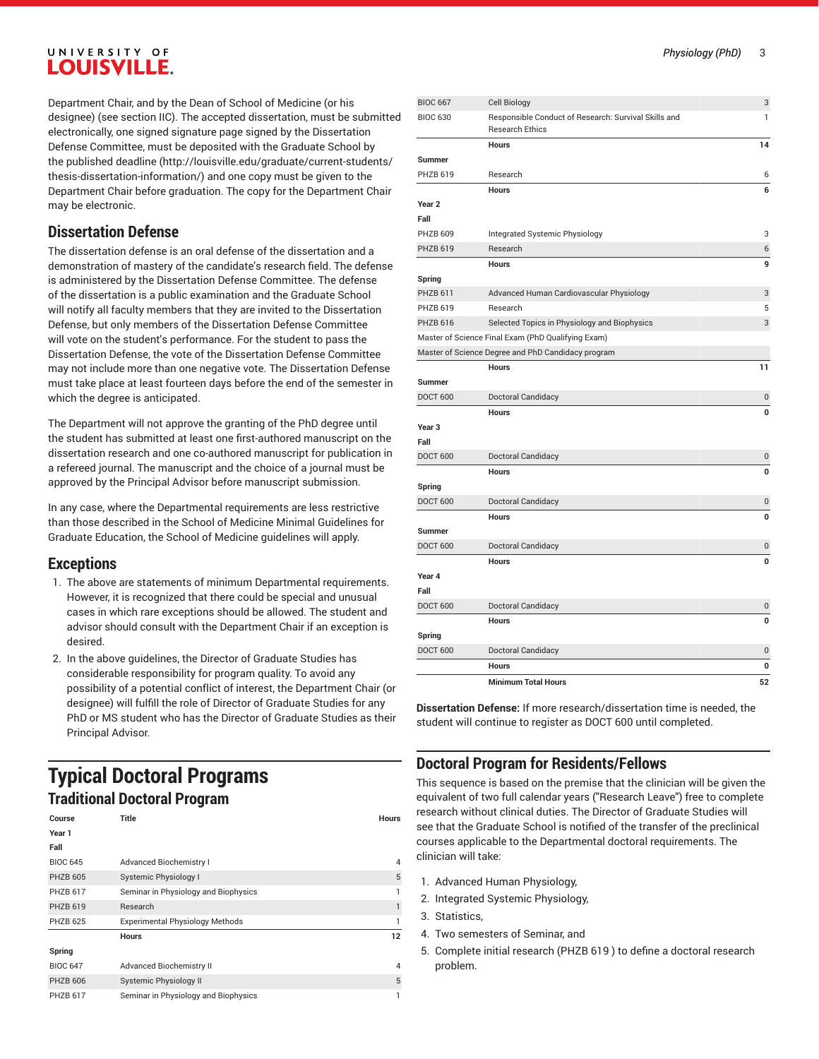Department Chair, and by the Dean of School of Medicine (or his designee) (see section IIC). The accepted dissertation, must be submitted electronically, one signed signature page signed by the Dissertation Defense Committee, must be deposited with the Graduate School by the published deadline (http://louisville.edu/graduate/current-students/thesis-dissertation-information/) and one copy must be given to the Department Chair before graduation. The copy for the Department Chair may be electronic.

## Dissertation Defense

The dissertation defense is an oral defense of the dissertation and a demonstration of mastery of the candidate's research field. The defense is administered by the Dissertation Defense Committee. The defense of the dissertation is a public examination and the Graduate School will notify all faculty members that they are invited to the Dissertation Defense, but only members of the Dissertation Defense Committee will vote on the student's performance. For the student to pass the Dissertation Defense, the vote of the Dissertation Defense Committee may not include more than one negative vote. The Dissertation Defense must take place at least fourteen days before the end of the semester in which the degree is anticipated.

The Department will not approve the granting of the PhD degree until the student has submitted at least one first-authored manuscript on the dissertation research and one co-authored manuscript for publication in a refereed journal. The manuscript and the choice of a journal must be approved by the Principal Advisor before manuscript submission.

In any case, where the Departmental requirements are less restrictive than those described in the School of Medicine Minimal Guidelines for Graduate Education, the School of Medicine guidelines will apply.

## Exceptions

1. The above are statements of minimum Departmental requirements. However, it is recognized that there could be special and unusual cases in which rare exceptions should be allowed. The student and advisor should consult with the Department Chair if an exception is desired.
2. In the above guidelines, the Director of Graduate Studies has considerable responsibility for program quality. To avoid any possibility of a potential conflict of interest, the Department Chair (or designee) will fulfill the role of Director of Graduate Studies for any PhD or MS student who has the Director of Graduate Studies as their Principal Advisor.

# Typical Doctoral Programs

## Traditional Doctoral Program

| Course | Title | Hours |
|---|---|---|
| **Year 1** | | |
| **Fall** | | |
| BIOC 645 | Advanced Biochemistry I | 4 |
| PHZB 605 | Systemic Physiology I | 5 |
| PHZB 617 | Seminar in Physiology and Biophysics | 1 |
| PHZB 619 | Research | 1 |
| PHZB 625 | Experimental Physiology Methods | 1 |
| | **Hours** | **12** |
| **Spring** | | |
| BIOC 647 | Advanced Biochemistry II | 4 |
| PHZB 606 | Systemic Physiology II | 5 |
| PHZB 617 | Seminar in Physiology and Biophysics | 1 |
| BIOC 667 | Cell Biology | 3 |
| BIOC 630 | Responsible Conduct of Research: Survival Skills and Research Ethics | 1 |
| | **Hours** | **14** |
| **Summer** | | |
| PHZB 619 | Research | 6 |
| | **Hours** | **6** |
| **Year 2** | | |
| **Fall** | | |
| PHZB 609 | Integrated Systemic Physiology | 3 |
| PHZB 619 | Research | 6 |
| | **Hours** | **9** |
| **Spring** | | |
| PHZB 611 | Advanced Human Cardiovascular Physiology | 3 |
| PHZB 619 | Research | 5 |
| PHZB 616 | Selected Topics in Physiology and Biophysics | 3 |
| Master of Science Final Exam (PhD Qualifying Exam) | | |
| Master of Science Degree and PhD Candidacy program | | |
| | **Hours** | **11** |
| **Summer** | | |
| DOCT 600 | Doctoral Candidacy | 0 |
| | **Hours** | **0** |
| **Year 3** | | |
| **Fall** | | |
| DOCT 600 | Doctoral Candidacy | 0 |
| | **Hours** | **0** |
| **Spring** | | |
| DOCT 600 | Doctoral Candidacy | 0 |
| | **Hours** | **0** |
| **Summer** | | |
| DOCT 600 | Doctoral Candidacy | 0 |
| | **Hours** | **0** |
| **Year 4** | | |
| **Fall** | | |
| DOCT 600 | Doctoral Candidacy | 0 |
| | **Hours** | **0** |
| **Spring** | | |
| DOCT 600 | Doctoral Candidacy | 0 |
| | **Hours** | **0** |
| | **Minimum Total Hours** | **52** |

**Dissertation Defense:** If more research/dissertation time is needed, the student will continue to register as DOCT 600 until completed.

## Doctoral Program for Residents/Fellows

This sequence is based on the premise that the clinician will be given the equivalent of two full calendar years ("Research Leave") free to complete research without clinical duties. The Director of Graduate Studies will see that the Graduate School is notified of the transfer of the preclinical courses applicable to the Departmental doctoral requirements. The clinician will take:

1. Advanced Human Physiology,
2. Integrated Systemic Physiology,
3. Statistics,
4. Two semesters of Seminar, and
5. Complete initial research (PHZB 619 ) to define a doctoral research problem.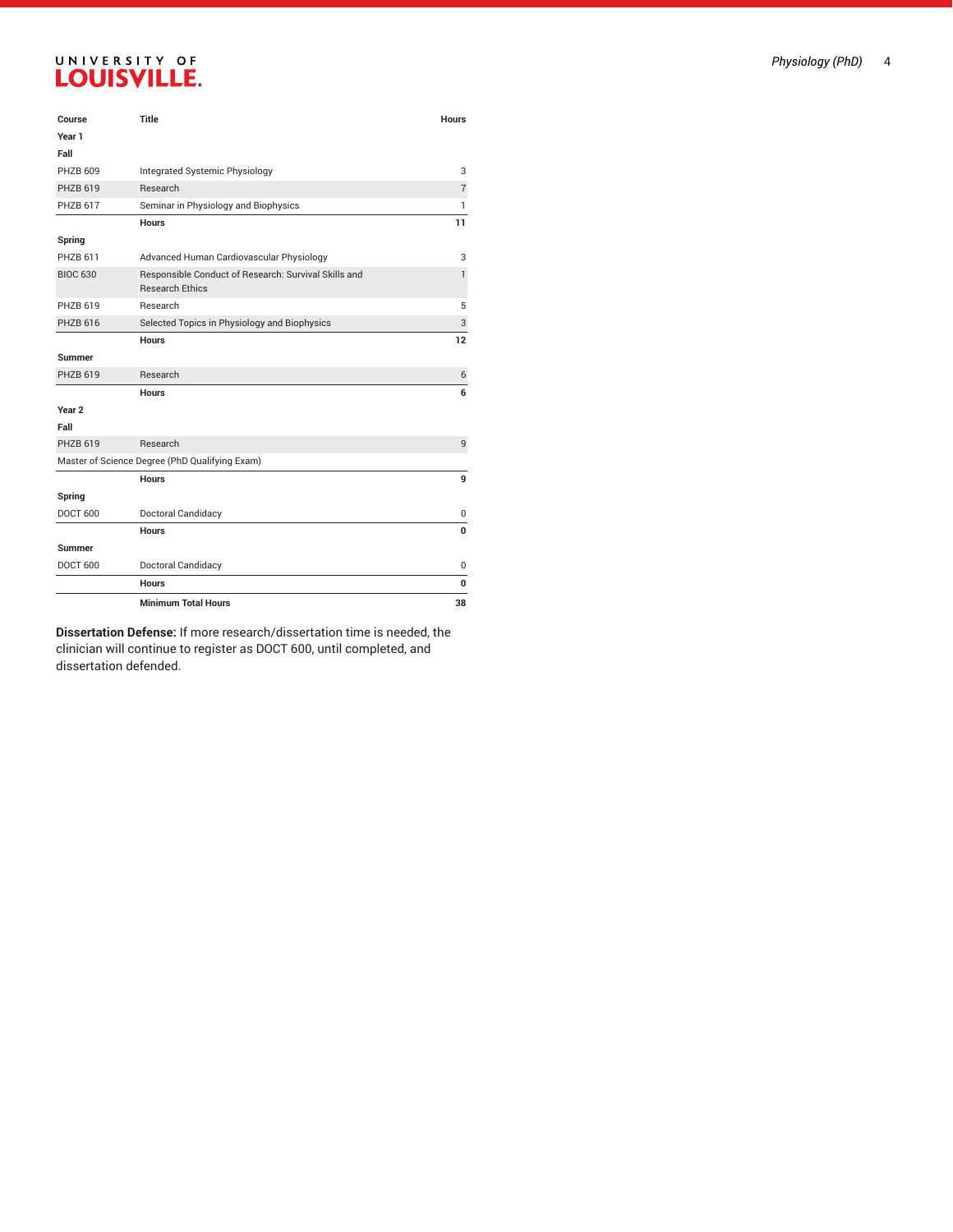| Course | Title | Hours |
| --- | --- | --- |
| **Year 1** | | |
| **Fall** | | |
| PHZB 609 | Integrated Systemic Physiology | 3 |
| PHZB 619 | Research | 7 |
| PHZB 617 | Seminar in Physiology and Biophysics | 1 |
| | **Hours** | **11** |
| **Spring** | | |
| PHZB 611 | Advanced Human Cardiovascular Physiology | 3 |
| BIOC 630 | Responsible Conduct of Research: Survival Skills and Research Ethics | 1 |
| PHZB 619 | Research | 5 |
| PHZB 616 | Selected Topics in Physiology and Biophysics | 3 |
| | **Hours** | **12** |
| **Summer** | | |
| PHZB 619 | Research | 6 |
| | **Hours** | **6** |
| **Year 2** | | |
| **Fall** | | |
| PHZB 619 | Research | 9 |
| Master of Science Degree (PhD Qualifying Exam) | | |
| | **Hours** | **9** |
| **Spring** | | |
| DOCT 600 | Doctoral Candidacy | 0 |
| | **Hours** | **0** |
| **Summer** | | |
| DOCT 600 | Doctoral Candidacy | 0 |
| | **Hours** | **0** |
| | **Minimum Total Hours** | **38** |

**Dissertation Defense:** If more research/dissertation time is needed, the clinician will continue to register as DOCT 600, until completed, and dissertation defended.